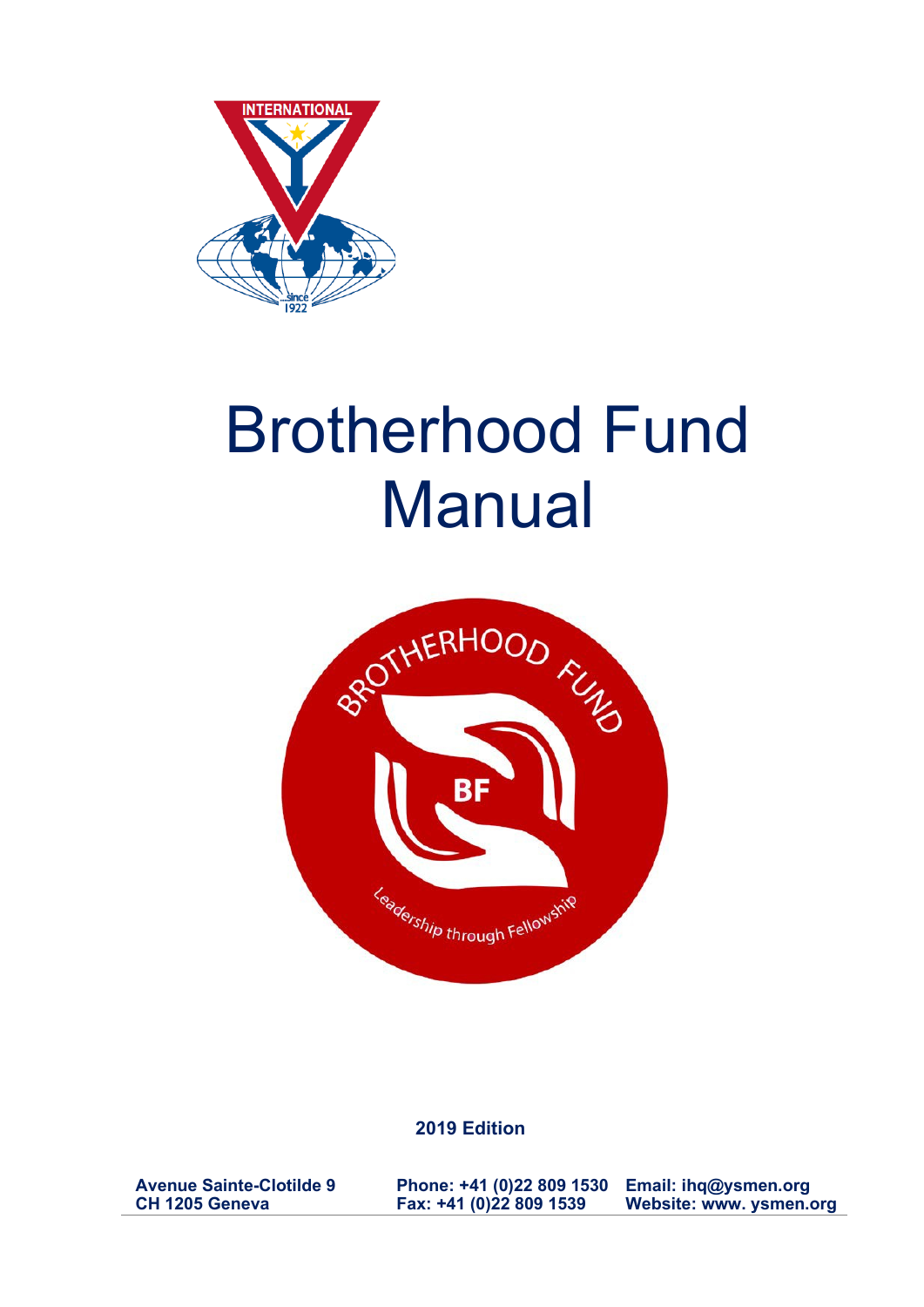# Brotherhood Fund Manual

**2019 Edition**

**Avenue Sainte-Clotilde 9**
**CH 1205 Geneva**

**Phone: +41 (0)22 809 1530**
**Fax: +41 (0)22 809 1539**

**Email: ihq@ysmen.org**
**Website: www. ysmen.org**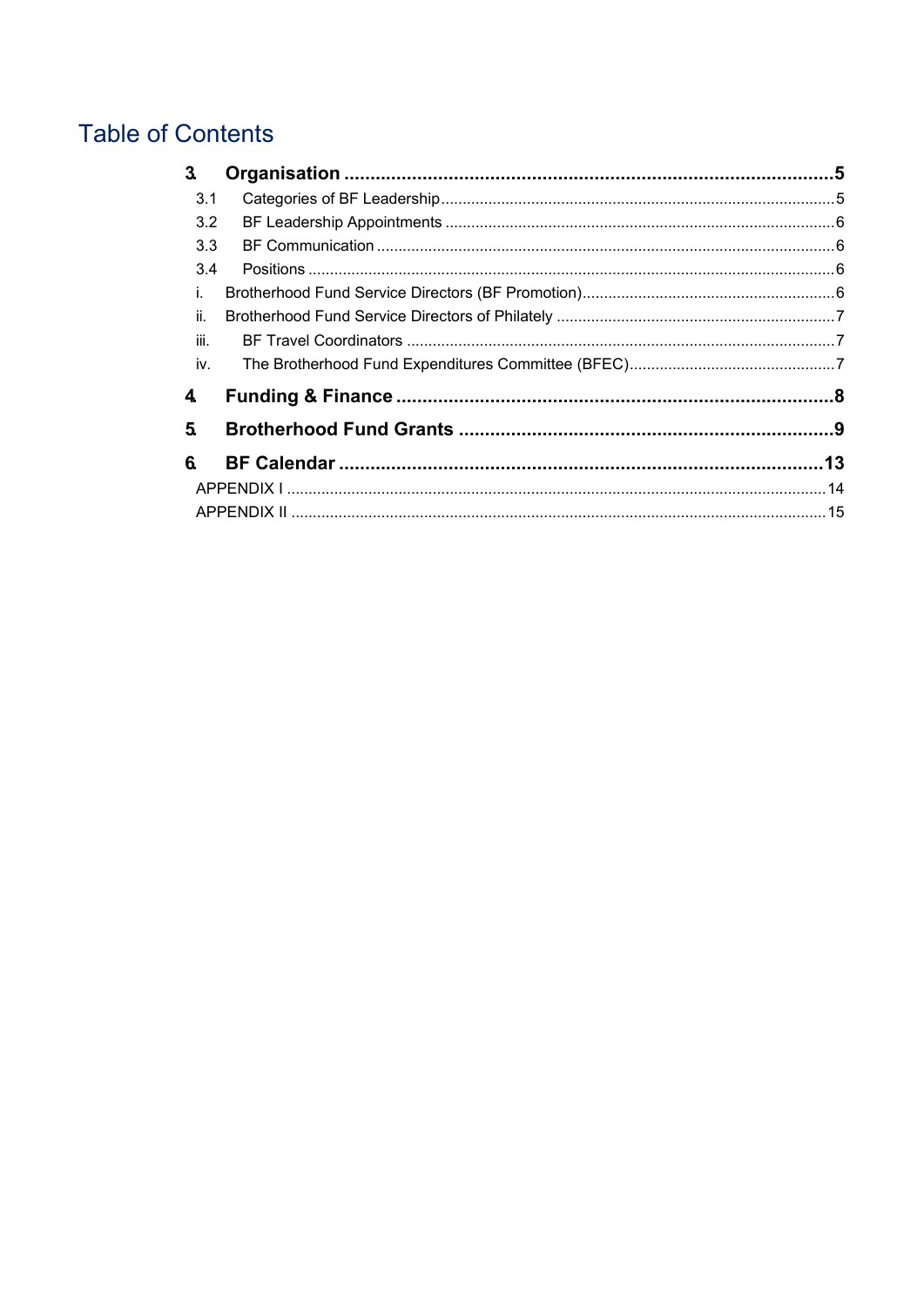# Table of Contents

**3. Organisation ..... 5**

3.1 Categories of BF Leadership ..... 5

3.2 BF Leadership Appointments ..... 6

3.3 BF Communication ..... 6

3.4 Positions ..... 6

i. Brotherhood Fund Service Directors (BF Promotion) ..... 6

ii. Brotherhood Fund Service Directors of Philately ..... 7

iii. BF Travel Coordinators ..... 7

iv. The Brotherhood Fund Expenditures Committee (BFEC) ..... 7

**4. Funding & Finance ..... 8**

**5. Brotherhood Fund Grants ..... 9**

**6. BF Calendar ..... 13**

APPENDIX I ..... 14

APPENDIX II ..... 15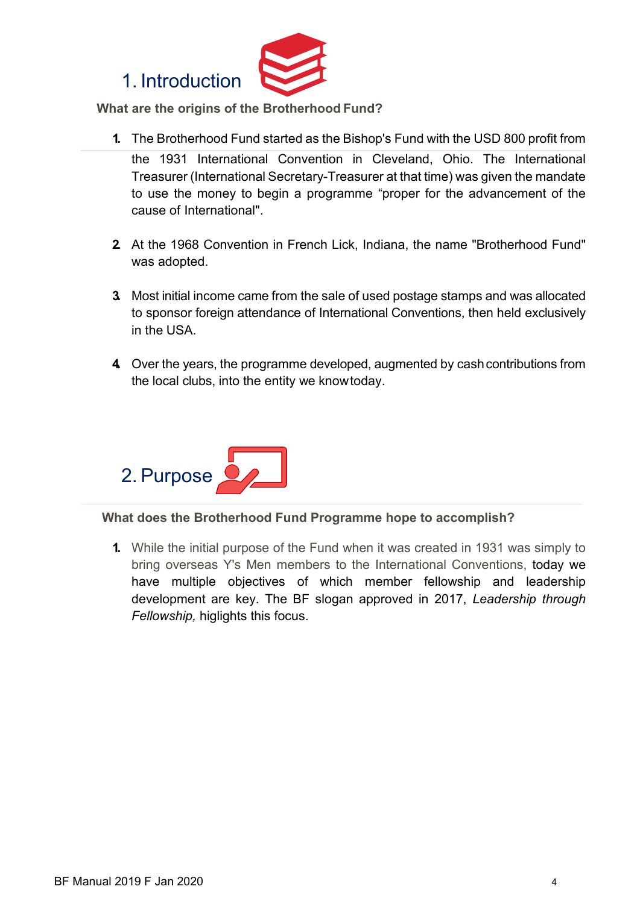## 1. Introduction

**What are the origins of the Brotherhood Fund?**

1. The Brotherhood Fund started as the Bishop's Fund with the USD 800 profit from the 1931 International Convention in Cleveland, Ohio. The International Treasurer (International Secretary-Treasurer at that time) was given the mandate to use the money to begin a programme “proper for the advancement of the cause of International".

2. At the 1968 Convention in French Lick, Indiana, the name "Brotherhood Fund" was adopted.

3. Most initial income came from the sale of used postage stamps and was allocated to sponsor foreign attendance of International Conventions, then held exclusively in the USA.

4. Over the years, the programme developed, augmented by cash contributions from the local clubs, into the entity we know today.

## 2. Purpose

**What does the Brotherhood Fund Programme hope to accomplish?**

1. While the initial purpose of the Fund when it was created in 1931 was simply to bring overseas Y's Men members to the International Conventions, today we have multiple objectives of which member fellowship and leadership development are key. The BF slogan approved in 2017, *Leadership through Fellowship,* higlights this focus.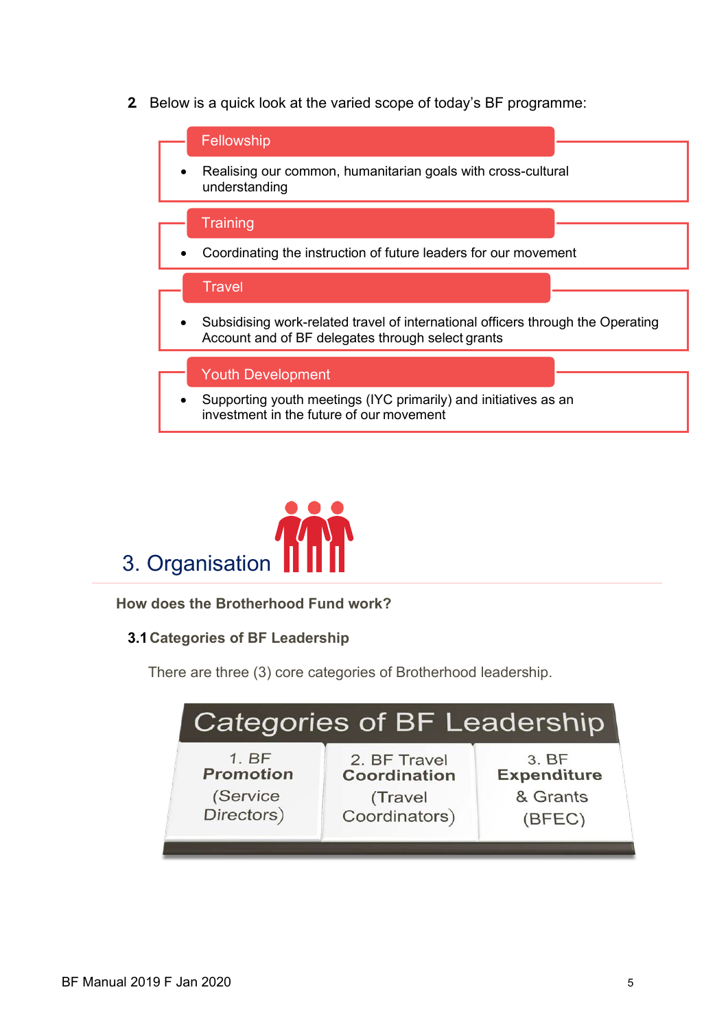2 Below is a quick look at the varied scope of today's BF programme:

**Fellowship**

- Realising our common, humanitarian goals with cross-cultural understanding

**Training**

- Coordinating the instruction of future leaders for our movement

**Travel**

- Subsidising work-related travel of international officers through the Operating Account and of BF delegates through select grants

**Youth Development**

- Supporting youth meetings (IYC primarily) and initiatives as an investment in the future of our movement

# 3. Organisation

**How does the Brotherhood Fund work?**

### 3.1 Categories of BF Leadership

There are three (3) core categories of Brotherhood leadership.

| Categories of BF Leadership | | |
|---|---|---|
| 1. BF **Promotion** (Service Directors) | 2. BF Travel **Coordination** (Travel Coordinators) | 3. BF **Expenditure** & Grants (BFEC) |

BF Manual 2019 F Jan 2020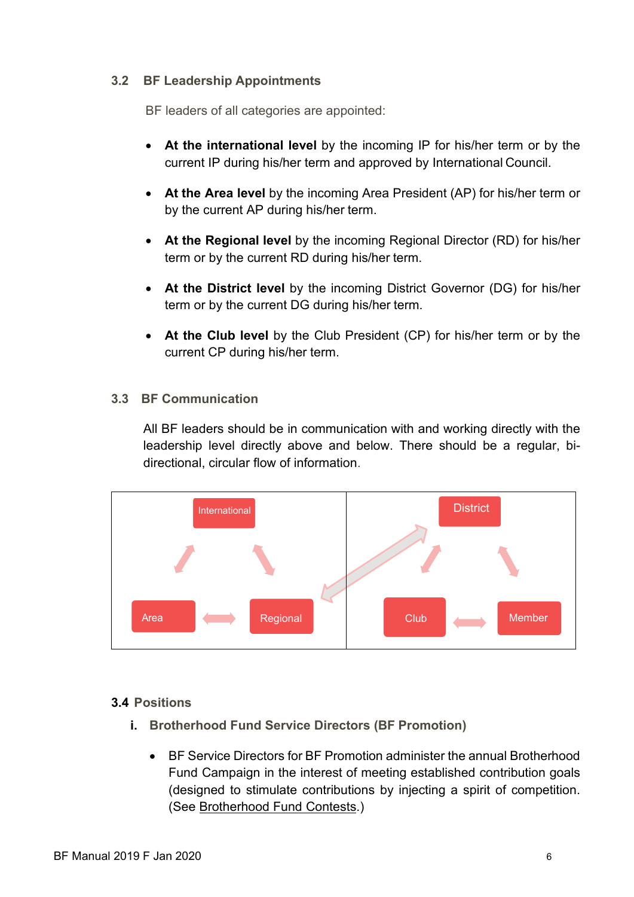### 3.2 BF Leadership Appointments

BF leaders of all categories are appointed:

- **At the international level** by the incoming IP for his/her term or by the current IP during his/her term and approved by International Council.
- **At the Area level** by the incoming Area President (AP) for his/her term or by the current AP during his/her term.
- **At the Regional level** by the incoming Regional Director (RD) for his/her term or by the current RD during his/her term.
- **At the District level** by the incoming District Governor (DG) for his/her term or by the current DG during his/her term.
- **At the Club level** by the Club President (CP) for his/her term or by the current CP during his/her term.

### 3.3 BF Communication

All BF leaders should be in communication with and working directly with the leadership level directly above and below. There should be a regular, bi-directional, circular flow of information.

International

Area

Regional

District

Club

Member

### 3.4 Positions

**i. Brotherhood Fund Service Directors (BF Promotion)**

- BF Service Directors for BF Promotion administer the annual Brotherhood Fund Campaign in the interest of meeting established contribution goals (designed to stimulate contributions by injecting a spirit of competition. (See Brotherhood Fund Contests.)

BF Manual 2019 F Jan 2020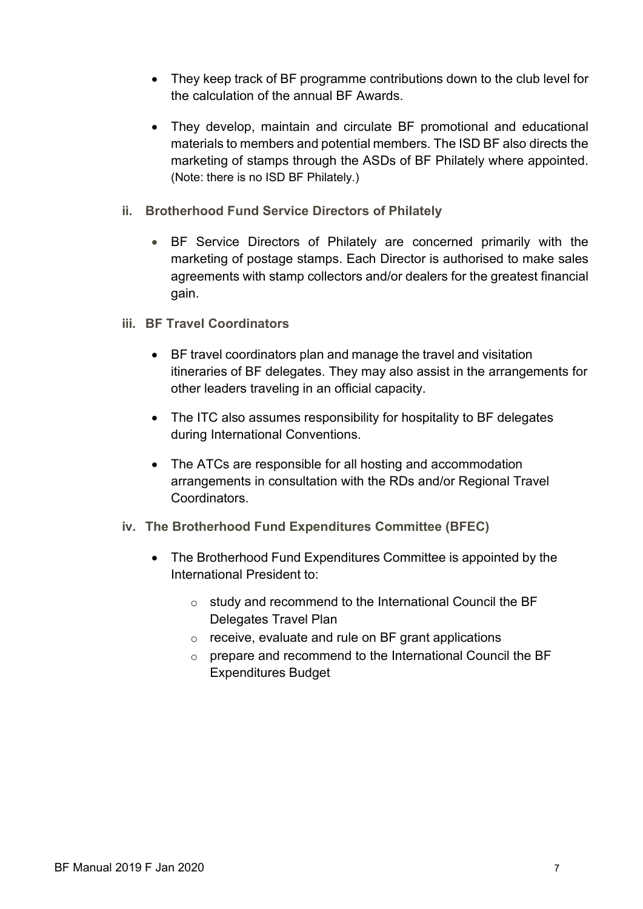- They keep track of BF programme contributions down to the club level for the calculation of the annual BF Awards.
- They develop, maintain and circulate BF promotional and educational materials to members and potential members. The ISD BF also directs the marketing of stamps through the ASDs of BF Philately where appointed. (Note: there is no ISD BF Philately.)

### ii. Brotherhood Fund Service Directors of Philately

- BF Service Directors of Philately are concerned primarily with the marketing of postage stamps. Each Director is authorised to make sales agreements with stamp collectors and/or dealers for the greatest financial gain.

### iii. BF Travel Coordinators

- BF travel coordinators plan and manage the travel and visitation itineraries of BF delegates. They may also assist in the arrangements for other leaders traveling in an official capacity.
- The ITC also assumes responsibility for hospitality to BF delegates during International Conventions.
- The ATCs are responsible for all hosting and accommodation arrangements in consultation with the RDs and/or Regional Travel Coordinators.

### iv. The Brotherhood Fund Expenditures Committee (BFEC)

- The Brotherhood Fund Expenditures Committee is appointed by the International President to:
  - study and recommend to the International Council the BF Delegates Travel Plan
  - receive, evaluate and rule on BF grant applications
  - prepare and recommend to the International Council the BF Expenditures Budget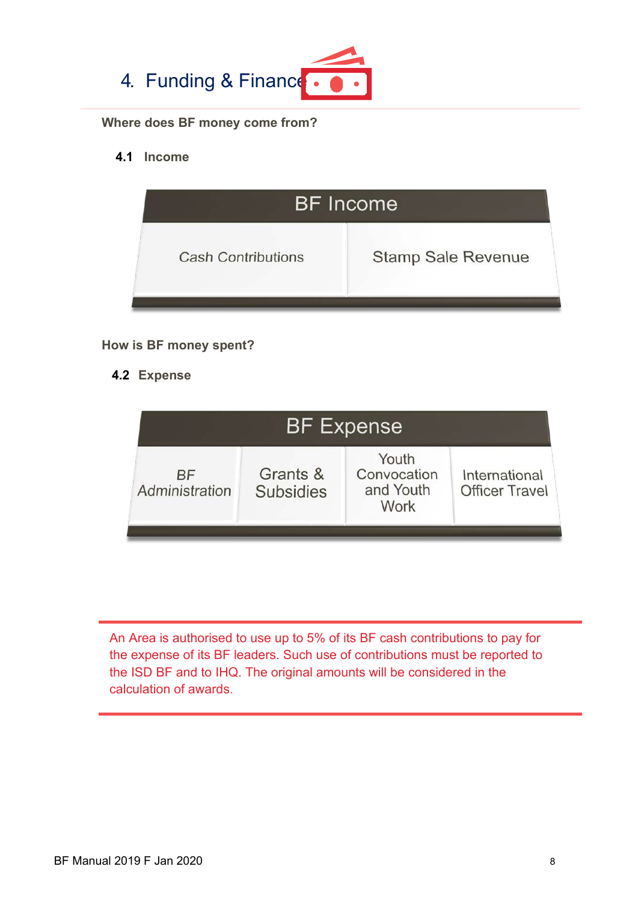# 4. Funding & Finance

**Where does BF money come from?**

### 4.1 Income

| BF Income | |
|---|---|
| *Cash Contributions* | Stamp Sale Revenue |

**How is BF money spent?**

### 4.2 Expense

| BF Expense | | | |
|---|---|---|---|
| *BF Administration* | Grants & Subsidies | Youth Convocation and Youth Work | International Officer Travel |

An Area is authorised to use up to 5% of its BF cash contributions to pay for the expense of its BF leaders. Such use of contributions must be reported to the ISD BF and to IHQ. The original amounts will be considered in the calculation of awards.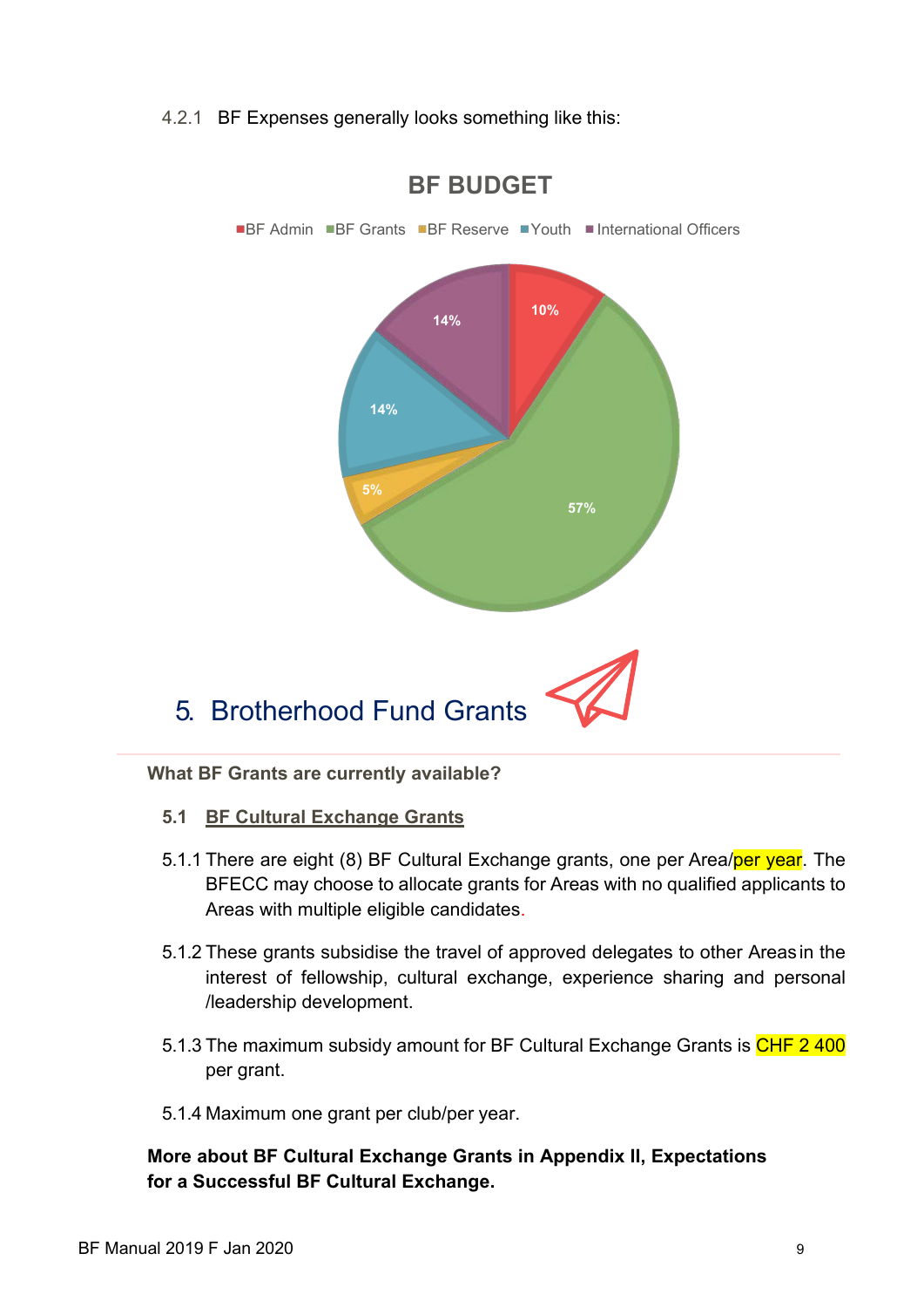4.2.1 BF Expenses generally looks something like this:

BF BUDGET

BF Admin
BF Grants
BF Reserve
Youth
International Officers

10%
57%
5%
14%
14%

# 5. Brotherhood Fund Grants

**What BF Grants are currently available?**

## 5.1 <u>BF Cultural Exchange Grants</u>

5.1.1 There are eight (8) BF Cultural Exchange grants, one per Area/per year. The BFECC may choose to allocate grants for Areas with no qualified applicants to Areas with multiple eligible candidates.

5.1.2 These grants subsidise the travel of approved delegates to other Areas in the interest of fellowship, cultural exchange, experience sharing and personal /leadership development.

5.1.3 The maximum subsidy amount for BF Cultural Exchange Grants is CHF 2 400 per grant.

5.1.4 Maximum one grant per club/per year.

**More about BF Cultural Exchange Grants in Appendix II, Expectations for a Successful BF Cultural Exchange.**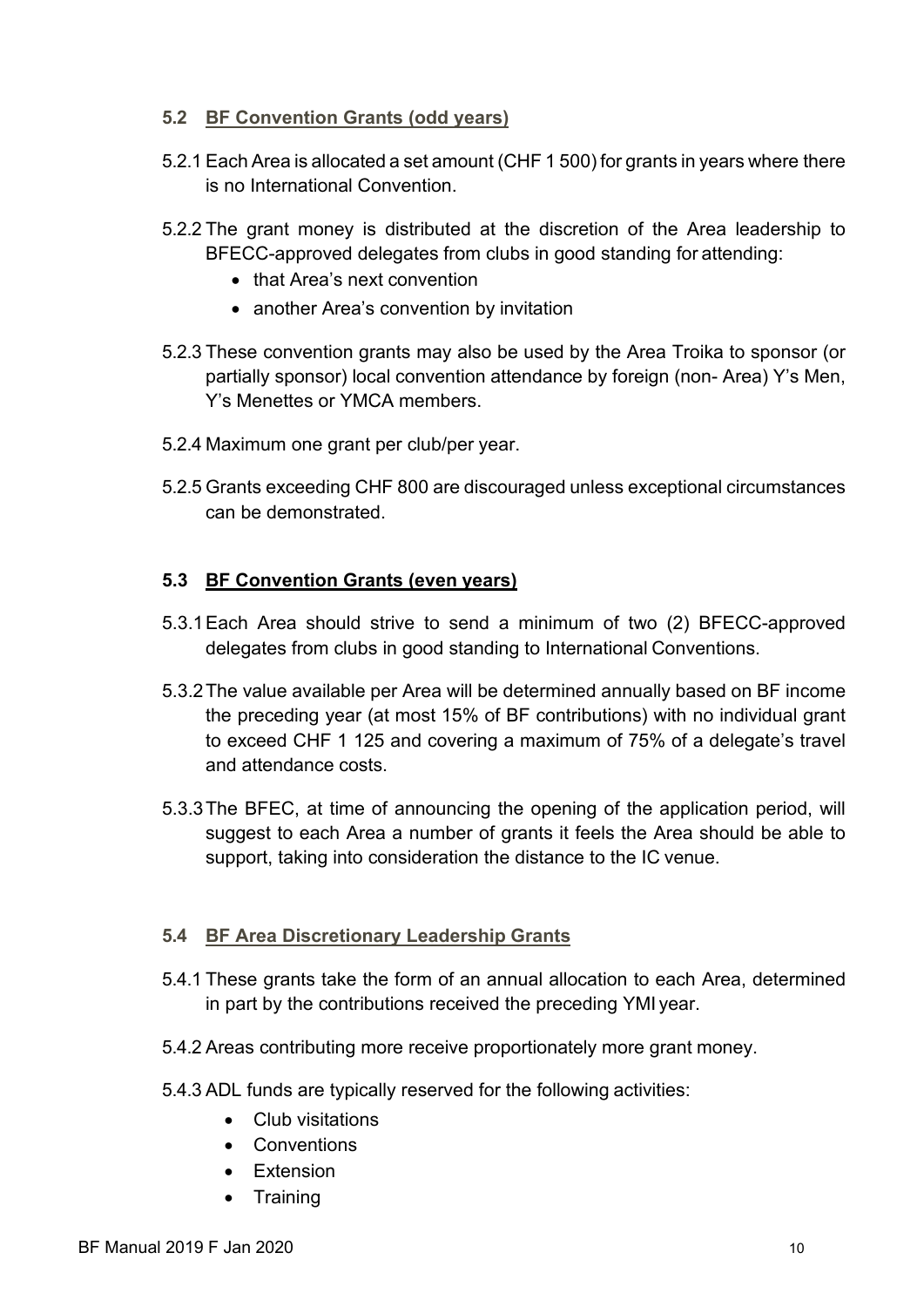### 5.2 BF Convention Grants (odd years)

5.2.1 Each Area is allocated a set amount (CHF 1 500) for grants in years where there is no International Convention.

5.2.2 The grant money is distributed at the discretion of the Area leadership to BFECC-approved delegates from clubs in good standing for attending:

- that Area's next convention
- another Area's convention by invitation

5.2.3 These convention grants may also be used by the Area Troika to sponsor (or partially sponsor) local convention attendance by foreign (non- Area) Y's Men, Y's Menettes or YMCA members.

5.2.4 Maximum one grant per club/per year.

5.2.5 Grants exceeding CHF 800 are discouraged unless exceptional circumstances can be demonstrated.

### 5.3 BF Convention Grants (even years)

5.3.1 Each Area should strive to send a minimum of two (2) BFECC-approved delegates from clubs in good standing to International Conventions.

5.3.2 The value available per Area will be determined annually based on BF income the preceding year (at most 15% of BF contributions) with no individual grant to exceed CHF 1 125 and covering a maximum of 75% of a delegate's travel and attendance costs.

5.3.3 The BFEC, at time of announcing the opening of the application period, will suggest to each Area a number of grants it feels the Area should be able to support, taking into consideration the distance to the IC venue.

### 5.4 BF Area Discretionary Leadership Grants

5.4.1 These grants take the form of an annual allocation to each Area, determined in part by the contributions received the preceding YMI year.

5.4.2 Areas contributing more receive proportionately more grant money.

5.4.3 ADL funds are typically reserved for the following activities:

- Club visitations
- Conventions
- Extension
- Training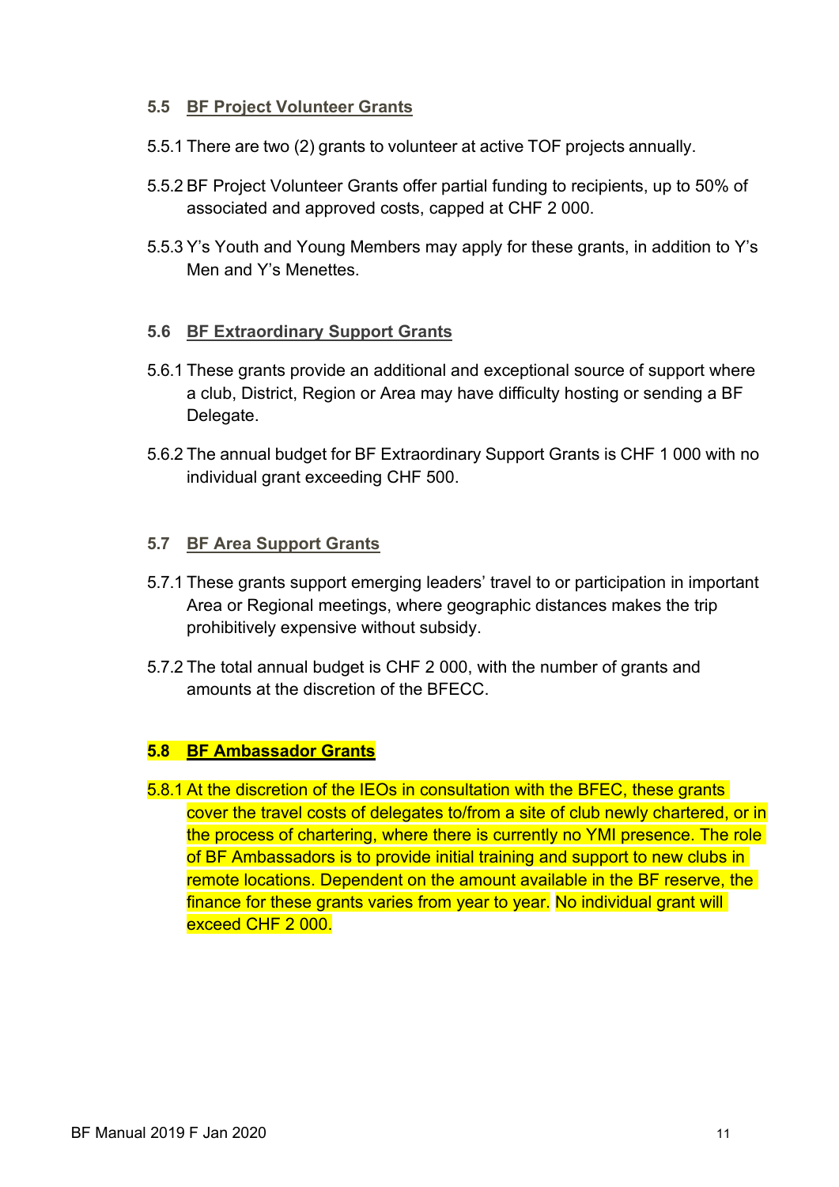### 5.5 BF Project Volunteer Grants

5.5.1 There are two (2) grants to volunteer at active TOF projects annually.

5.5.2 BF Project Volunteer Grants offer partial funding to recipients, up to 50% of associated and approved costs, capped at CHF 2 000.

5.5.3 Y's Youth and Young Members may apply for these grants, in addition to Y's Men and Y's Menettes.

### 5.6 BF Extraordinary Support Grants

5.6.1 These grants provide an additional and exceptional source of support where a club, District, Region or Area may have difficulty hosting or sending a BF Delegate.

5.6.2 The annual budget for BF Extraordinary Support Grants is CHF 1 000 with no individual grant exceeding CHF 500.

### 5.7 BF Area Support Grants

5.7.1 These grants support emerging leaders' travel to or participation in important Area or Regional meetings, where geographic distances makes the trip prohibitively expensive without subsidy.

5.7.2 The total annual budget is CHF 2 000, with the number of grants and amounts at the discretion of the BFECC.

### 5.8 BF Ambassador Grants

5.8.1 At the discretion of the IEOs in consultation with the BFEC, these grants cover the travel costs of delegates to/from a site of club newly chartered, or in the process of chartering, where there is currently no YMI presence. The role of BF Ambassadors is to provide initial training and support to new clubs in remote locations. Dependent on the amount available in the BF reserve, the finance for these grants varies from year to year. No individual grant will exceed CHF 2 000.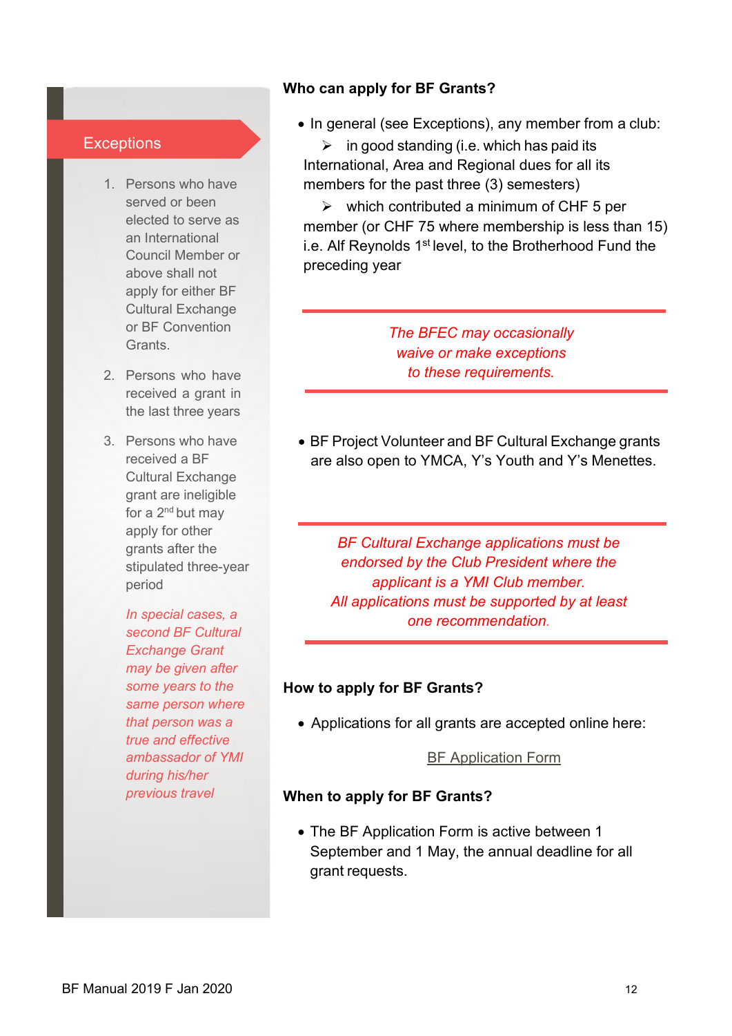## Exceptions

1. Persons who have served or been elected to serve as an International Council Member or above shall not apply for either BF Cultural Exchange or BF Convention Grants.
2. Persons who have received a grant in the last three years
3. Persons who have received a BF Cultural Exchange grant are ineligible for a 2nd but may apply for other grants after the stipulated three-year period

   *In special cases, a second BF Cultural Exchange Grant may be given after some years to the same person where that person was a true and effective ambassador of YMI during his/her previous travel*

## Who can apply for BF Grants?

- In general (see Exceptions), any member from a club:
  - in good standing (i.e. which has paid its International, Area and Regional dues for all its members for the past three (3) semesters)
  - which contributed a minimum of CHF 5 per member (or CHF 75 where membership is less than 15) i.e. Alf Reynolds 1st level, to the Brotherhood Fund the preceding year

*The BFEC may occasionally waive or make exceptions to these requirements.*

- BF Project Volunteer and BF Cultural Exchange grants are also open to YMCA, Y's Youth and Y's Menettes.

*BF Cultural Exchange applications must be endorsed by the Club President where the applicant is a YMI Club member.*
*All applications must be supported by at least one recommendation.*

## How to apply for BF Grants?

- Applications for all grants are accepted online here:

  BF Application Form

## When to apply for BF Grants?

- The BF Application Form is active between 1 September and 1 May, the annual deadline for all grant requests.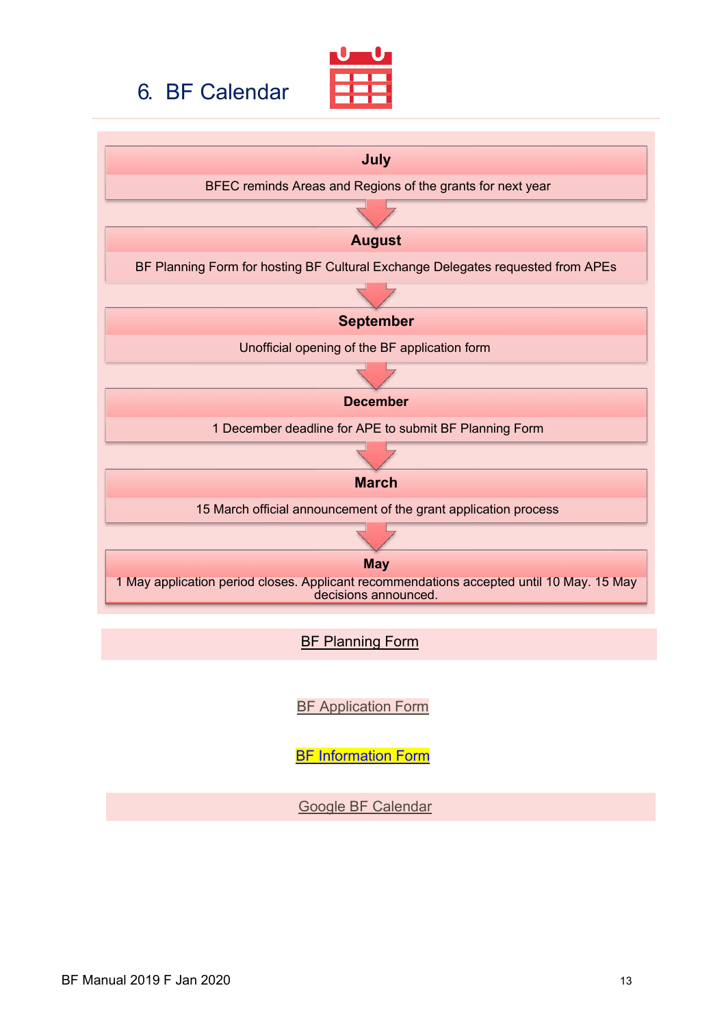# 6. BF Calendar

**July**

BFEC reminds Areas and Regions of the grants for next year

**August**

BF Planning Form for hosting BF Cultural Exchange Delegates requested from APEs

**September**

Unofficial opening of the BF application form

**December**

1 December deadline for APE to submit BF Planning Form

**March**

15 March official announcement of the grant application process

**May**

1 May application period closes. Applicant recommendations accepted until 10 May. 15 May decisions announced.

BF Planning Form

BF Application Form

BF Information Form

Google BF Calendar

BF Manual 2019 F Jan 2020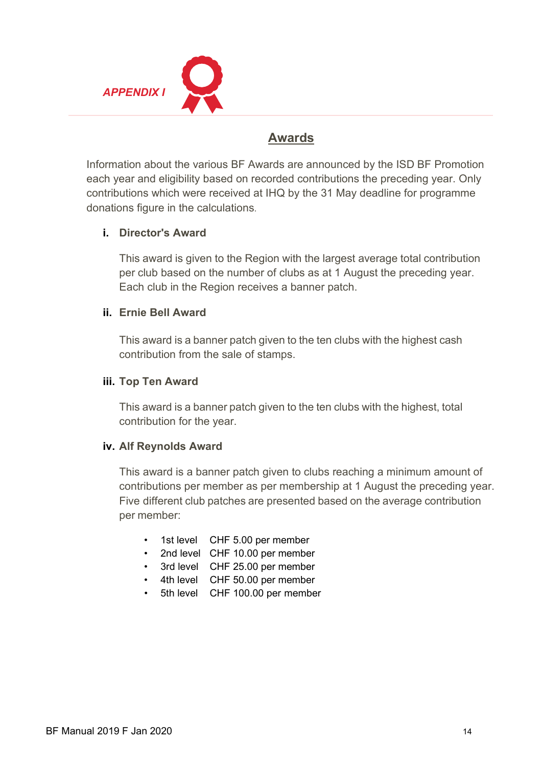*APPENDIX I*

## Awards

Information about the various BF Awards are announced by the ISD BF Promotion each year and eligibility based on recorded contributions the preceding year. Only contributions which were received at IHQ by the 31 May deadline for programme donations figure in the calculations.

### i. Director's Award

This award is given to the Region with the largest average total contribution per club based on the number of clubs as at 1 August the preceding year. Each club in the Region receives a banner patch.

### ii. Ernie Bell Award

This award is a banner patch given to the ten clubs with the highest cash contribution from the sale of stamps.

### iii. Top Ten Award

This award is a banner patch given to the ten clubs with the highest, total contribution for the year.

### iv. Alf Reynolds Award

This award is a banner patch given to clubs reaching a minimum amount of contributions per member as per membership at 1 August the preceding year. Five different club patches are presented based on the average contribution per member:

- 1st level CHF 5.00 per member
- 2nd level CHF 10.00 per member
- 3rd level CHF 25.00 per member
- 4th level CHF 50.00 per member
- 5th level CHF 100.00 per member

BF Manual 2019 F Jan 2020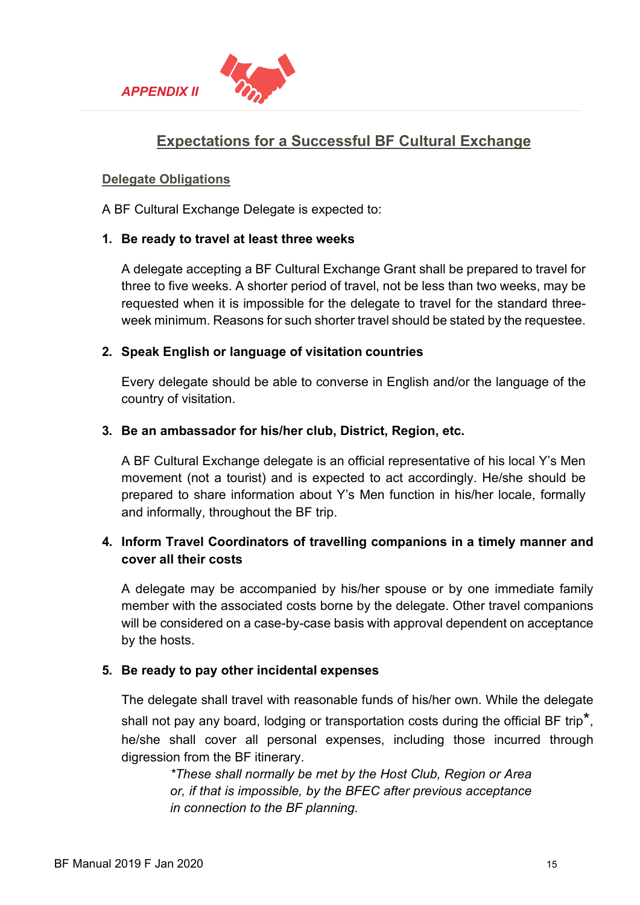*APPENDIX II*

## Expectations for a Successful BF Cultural Exchange

### Delegate Obligations

A BF Cultural Exchange Delegate is expected to:

1. **Be ready to travel at least three weeks**

   A delegate accepting a BF Cultural Exchange Grant shall be prepared to travel for three to five weeks. A shorter period of travel, not be less than two weeks, may be requested when it is impossible for the delegate to travel for the standard three-week minimum. Reasons for such shorter travel should be stated by the requestee.

2. **Speak English or language of visitation countries**

   Every delegate should be able to converse in English and/or the language of the country of visitation.

3. **Be an ambassador for his/her club, District, Region, etc.**

   A BF Cultural Exchange delegate is an official representative of his local Y's Men movement (not a tourist) and is expected to act accordingly. He/she should be prepared to share information about Y's Men function in his/her locale, formally and informally, throughout the BF trip.

4. **Inform Travel Coordinators of travelling companions in a timely manner and cover all their costs**

   A delegate may be accompanied by his/her spouse or by one immediate family member with the associated costs borne by the delegate. Other travel companions will be considered on a case-by-case basis with approval dependent on acceptance by the hosts.

5. **Be ready to pay other incidental expenses**

   The delegate shall travel with reasonable funds of his/her own. While the delegate shall not pay any board, lodging or transportation costs during the official BF trip*, he/she shall cover all personal expenses, including those incurred through digression from the BF itinerary.

   *\*These shall normally be met by the Host Club, Region or Area or, if that is impossible, by the BFEC after previous acceptance in connection to the BF planning.*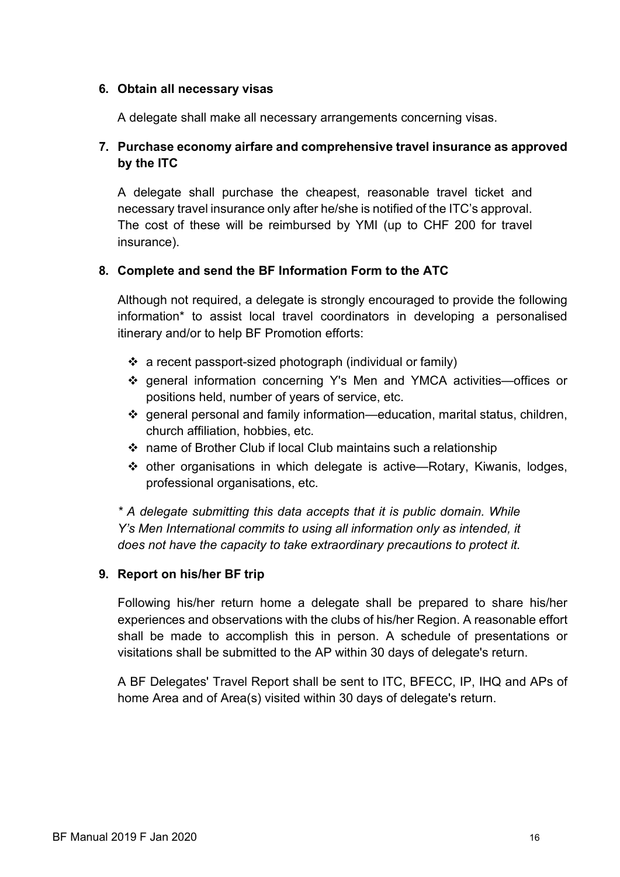**6. Obtain all necessary visas**

A delegate shall make all necessary arrangements concerning visas.

**7. Purchase economy airfare and comprehensive travel insurance as approved by the ITC**

A delegate shall purchase the cheapest, reasonable travel ticket and necessary travel insurance only after he/she is notified of the ITC's approval. The cost of these will be reimbursed by YMI (up to CHF 200 for travel insurance).

**8. Complete and send the BF Information Form to the ATC**

Although not required, a delegate is strongly encouraged to provide the following information* to assist local travel coordinators in developing a personalised itinerary and/or to help BF Promotion efforts:

- a recent passport-sized photograph (individual or family)
- general information concerning Y's Men and YMCA activities—offices or positions held, number of years of service, etc.
- general personal and family information—education, marital status, children, church affiliation, hobbies, etc.
- name of Brother Club if local Club maintains such a relationship
- other organisations in which delegate is active—Rotary, Kiwanis, lodges, professional organisations, etc.

*\* A delegate submitting this data accepts that it is public domain. While Y's Men International commits to using all information only as intended, it does not have the capacity to take extraordinary precautions to protect it.*

**9. Report on his/her BF trip**

Following his/her return home a delegate shall be prepared to share his/her experiences and observations with the clubs of his/her Region. A reasonable effort shall be made to accomplish this in person. A schedule of presentations or visitations shall be submitted to the AP within 30 days of delegate's return.

A BF Delegates' Travel Report shall be sent to ITC, BFECC, IP, IHQ and APs of home Area and of Area(s) visited within 30 days of delegate's return.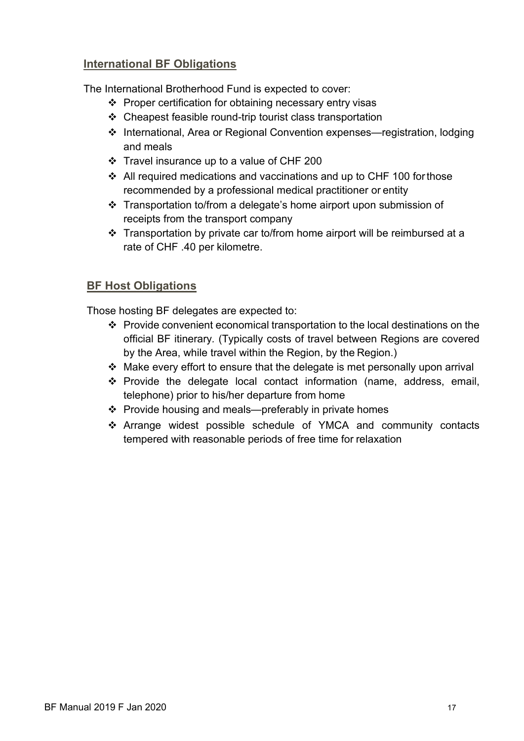## International BF Obligations

The International Brotherhood Fund is expected to cover:

- Proper certification for obtaining necessary entry visas
- Cheapest feasible round-trip tourist class transportation
- International, Area or Regional Convention expenses—registration, lodging and meals
- Travel insurance up to a value of CHF 200
- All required medications and vaccinations and up to CHF 100 for those recommended by a professional medical practitioner or entity
- Transportation to/from a delegate's home airport upon submission of receipts from the transport company
- Transportation by private car to/from home airport will be reimbursed at a rate of CHF .40 per kilometre.

## BF Host Obligations

Those hosting BF delegates are expected to:

- Provide convenient economical transportation to the local destinations on the official BF itinerary. (Typically costs of travel between Regions are covered by the Area, while travel within the Region, by the Region.)
- Make every effort to ensure that the delegate is met personally upon arrival
- Provide the delegate local contact information (name, address, email, telephone) prior to his/her departure from home
- Provide housing and meals—preferably in private homes
- Arrange widest possible schedule of YMCA and community contacts tempered with reasonable periods of free time for relaxation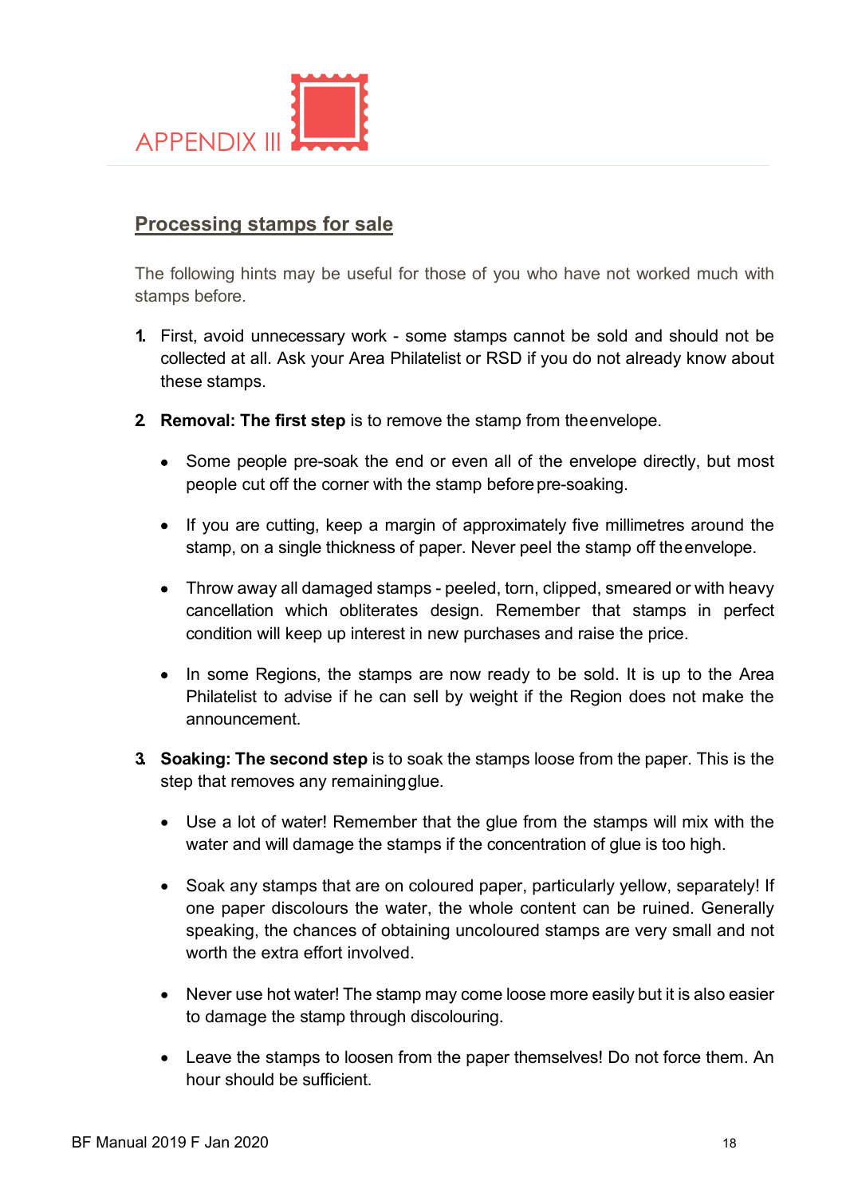# APPENDIX III

## Processing stamps for sale

The following hints may be useful for those of you who have not worked much with stamps before.

1. First, avoid unnecessary work - some stamps cannot be sold and should not be collected at all. Ask your Area Philatelist or RSD if you do not already know about these stamps.

2. **Removal: The first step** is to remove the stamp from the envelope.

   - Some people pre-soak the end or even all of the envelope directly, but most people cut off the corner with the stamp before pre-soaking.

   - If you are cutting, keep a margin of approximately five millimetres around the stamp, on a single thickness of paper. Never peel the stamp off the envelope.

   - Throw away all damaged stamps - peeled, torn, clipped, smeared or with heavy cancellation which obliterates design. Remember that stamps in perfect condition will keep up interest in new purchases and raise the price.

   - In some Regions, the stamps are now ready to be sold. It is up to the Area Philatelist to advise if he can sell by weight if the Region does not make the announcement.

3. **Soaking: The second step** is to soak the stamps loose from the paper. This is the step that removes any remaining glue.

   - Use a lot of water! Remember that the glue from the stamps will mix with the water and will damage the stamps if the concentration of glue is too high.

   - Soak any stamps that are on coloured paper, particularly yellow, separately! If one paper discolours the water, the whole content can be ruined. Generally speaking, the chances of obtaining uncoloured stamps are very small and not worth the extra effort involved.

   - Never use hot water! The stamp may come loose more easily but it is also easier to damage the stamp through discolouring.

   - Leave the stamps to loosen from the paper themselves! Do not force them. An hour should be sufficient.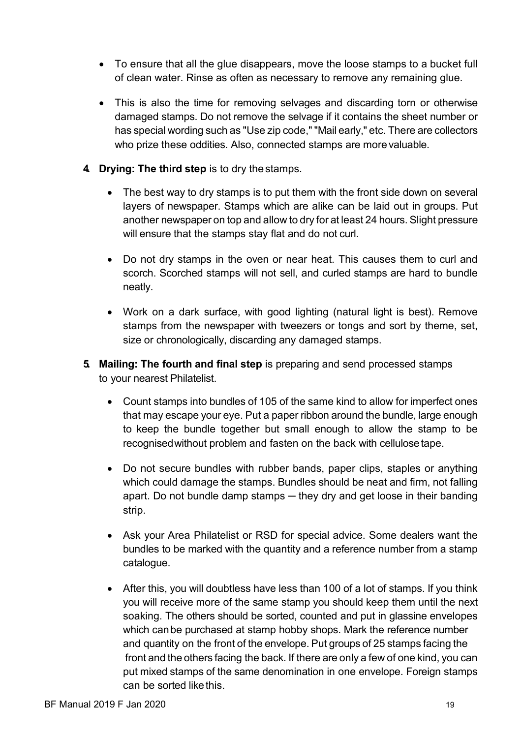- To ensure that all the glue disappears, move the loose stamps to a bucket full of clean water. Rinse as often as necessary to remove any remaining glue.

- This is also the time for removing selvages and discarding torn or otherwise damaged stamps. Do not remove the selvage if it contains the sheet number or has special wording such as "Use zip code," "Mail early," etc. There are collectors who prize these oddities. Also, connected stamps are more valuable.

4. **Drying: The third step** is to dry the stamps.

   - The best way to dry stamps is to put them with the front side down on several layers of newspaper. Stamps which are alike can be laid out in groups. Put another newspaper on top and allow to dry for at least 24 hours. Slight pressure will ensure that the stamps stay flat and do not curl.

   - Do not dry stamps in the oven or near heat. This causes them to curl and scorch. Scorched stamps will not sell, and curled stamps are hard to bundle neatly.

   - Work on a dark surface, with good lighting (natural light is best). Remove stamps from the newspaper with tweezers or tongs and sort by theme, set, size or chronologically, discarding any damaged stamps.

5. **Mailing: The fourth and final step** is preparing and send processed stamps to your nearest Philatelist.

   - Count stamps into bundles of 105 of the same kind to allow for imperfect ones that may escape your eye. Put a paper ribbon around the bundle, large enough to keep the bundle together but small enough to allow the stamp to be recognised without problem and fasten on the back with cellulose tape.

   - Do not secure bundles with rubber bands, paper clips, staples or anything which could damage the stamps. Bundles should be neat and firm, not falling apart. Do not bundle damp stamps ─ they dry and get loose in their banding strip.

   - Ask your Area Philatelist or RSD for special advice. Some dealers want the bundles to be marked with the quantity and a reference number from a stamp catalogue.

   - After this, you will doubtless have less than 100 of a lot of stamps. If you think you will receive more of the same stamp you should keep them until the next soaking. The others should be sorted, counted and put in glassine envelopes which can be purchased at stamp hobby shops. Mark the reference number and quantity on the front of the envelope. Put groups of 25 stamps facing the front and the others facing the back. If there are only a few of one kind, you can put mixed stamps of the same denomination in one envelope. Foreign stamps can be sorted like this.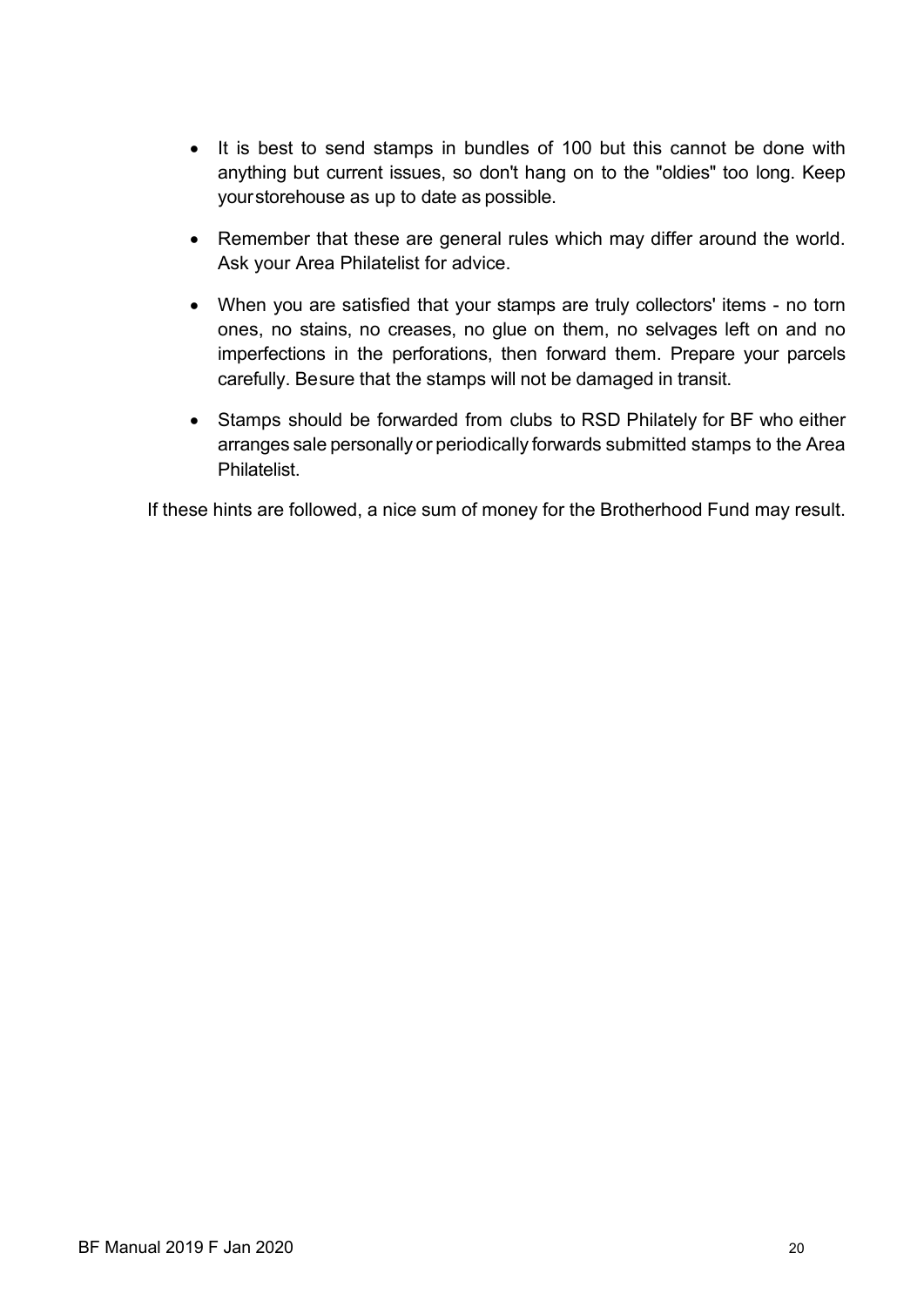- It is best to send stamps in bundles of 100 but this cannot be done with anything but current issues, so don't hang on to the "oldies" too long. Keep your storehouse as up to date as possible.

- Remember that these are general rules which may differ around the world. Ask your Area Philatelist for advice.

- When you are satisfied that your stamps are truly collectors' items - no torn ones, no stains, no creases, no glue on them, no selvages left on and no imperfections in the perforations, then forward them. Prepare your parcels carefully. Be sure that the stamps will not be damaged in transit.

- Stamps should be forwarded from clubs to RSD Philately for BF who either arranges sale personally or periodically forwards submitted stamps to the Area Philatelist.

If these hints are followed, a nice sum of money for the Brotherhood Fund may result.